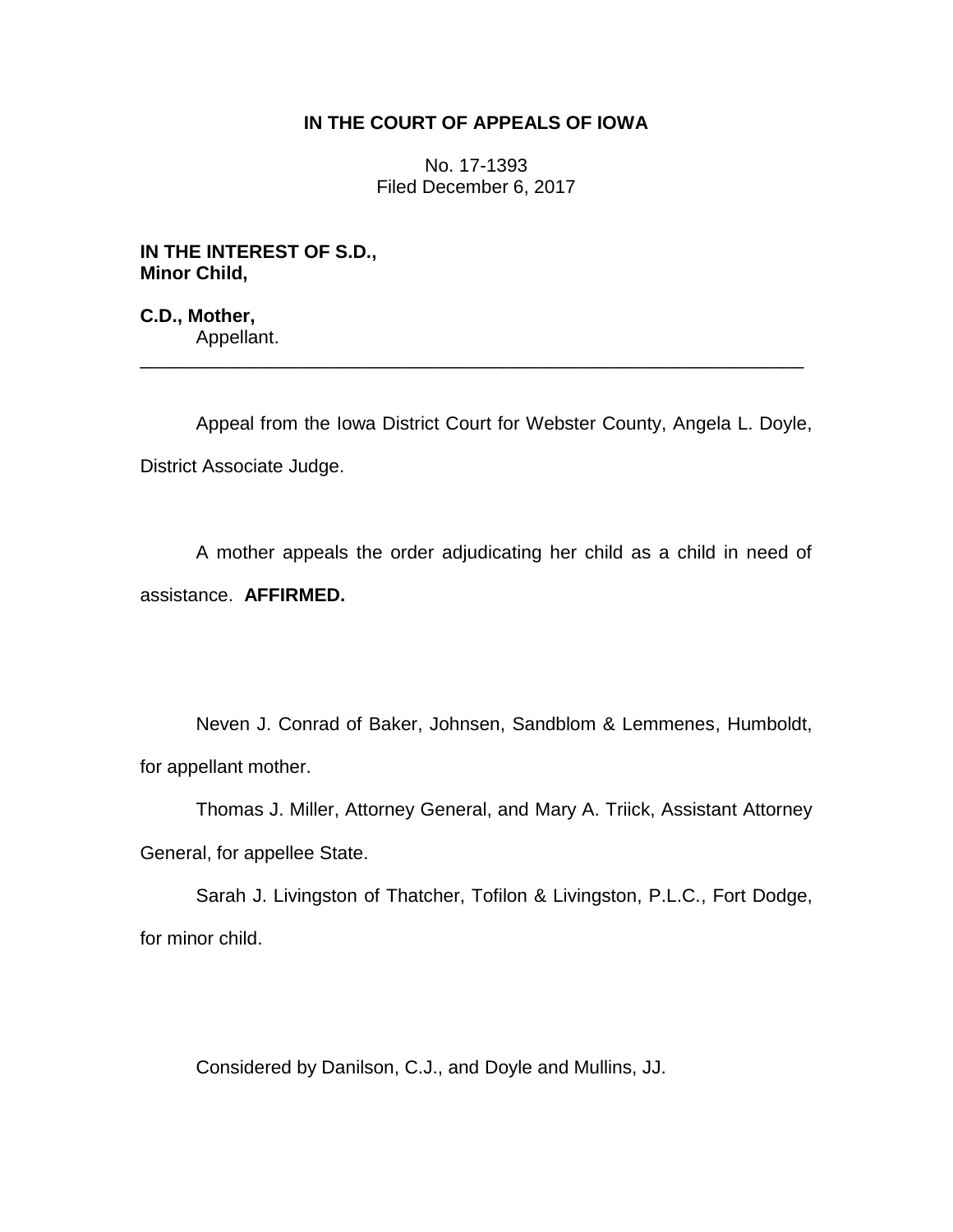**IN THE COURT OF APPEALS OF IOWA**

No. 17-1393
Filed December 6, 2017

**IN THE INTEREST OF S.D.,
Minor Child,**

**C.D., Mother,**
Appellant.

---

Appeal from the Iowa District Court for Webster County, Angela L. Doyle, District Associate Judge.

A mother appeals the order adjudicating her child as a child in need of assistance. **AFFIRMED.**

Neven J. Conrad of Baker, Johnsen, Sandblom & Lemmenes, Humboldt, for appellant mother.

Thomas J. Miller, Attorney General, and Mary A. Triick, Assistant Attorney General, for appellee State.

Sarah J. Livingston of Thatcher, Tofilon & Livingston, P.L.C., Fort Dodge, for minor child.

Considered by Danilson, C.J., and Doyle and Mullins, JJ.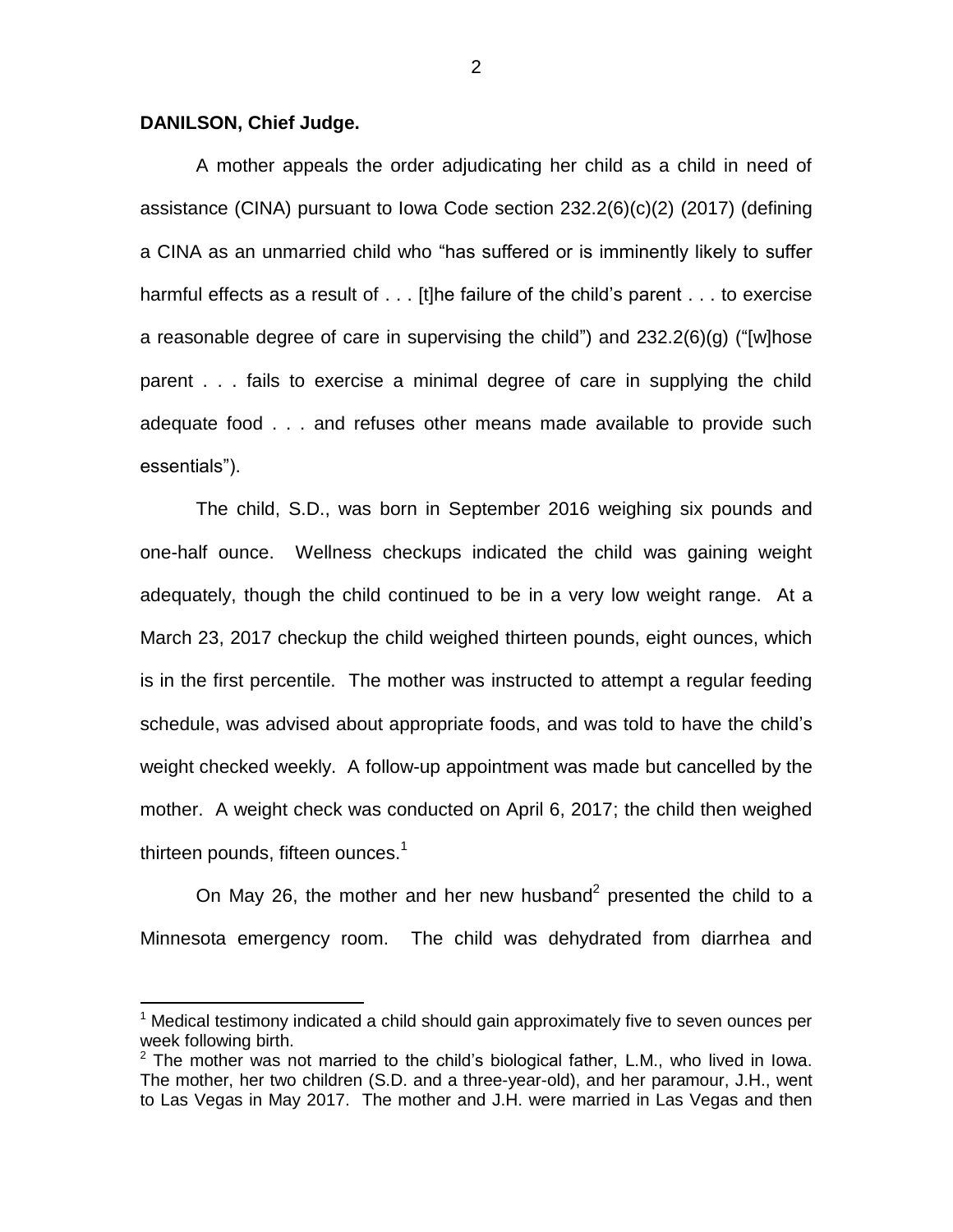**DANILSON, Chief Judge.**

A mother appeals the order adjudicating her child as a child in need of assistance (CINA) pursuant to Iowa Code section 232.2(6)(c)(2) (2017) (defining a CINA as an unmarried child who "has suffered or is imminently likely to suffer harmful effects as a result of . . . [t]he failure of the child's parent . . . to exercise a reasonable degree of care in supervising the child") and 232.2(6)(g) ("[w]hose parent . . . fails to exercise a minimal degree of care in supplying the child adequate food . . . and refuses other means made available to provide such essentials").

The child, S.D., was born in September 2016 weighing six pounds and one-half ounce. Wellness checkups indicated the child was gaining weight adequately, though the child continued to be in a very low weight range. At a March 23, 2017 checkup the child weighed thirteen pounds, eight ounces, which is in the first percentile. The mother was instructed to attempt a regular feeding schedule, was advised about appropriate foods, and was told to have the child's weight checked weekly. A follow-up appointment was made but cancelled by the mother. A weight check was conducted on April 6, 2017; the child then weighed thirteen pounds, fifteen ounces.[1]

On May 26, the mother and her new husband[2] presented the child to a Minnesota emergency room. The child was dehydrated from diarrhea and

---

[1] Medical testimony indicated a child should gain approximately five to seven ounces per week following birth.

[2] The mother was not married to the child's biological father, L.M., who lived in Iowa. The mother, her two children (S.D. and a three-year-old), and her paramour, J.H., went to Las Vegas in May 2017. The mother and J.H. were married in Las Vegas and then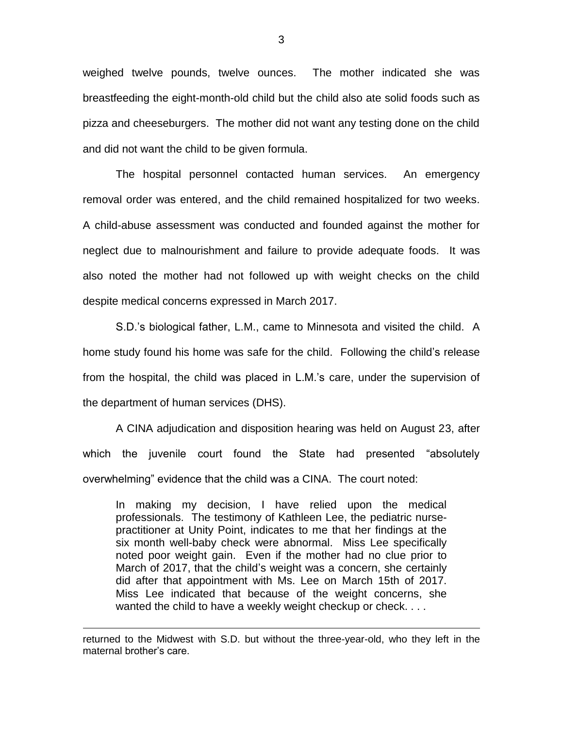weighed twelve pounds, twelve ounces. The mother indicated she was breastfeeding the eight-month-old child but the child also ate solid foods such as pizza and cheeseburgers. The mother did not want any testing done on the child and did not want the child to be given formula.

The hospital personnel contacted human services. An emergency removal order was entered, and the child remained hospitalized for two weeks. A child-abuse assessment was conducted and founded against the mother for neglect due to malnourishment and failure to provide adequate foods. It was also noted the mother had not followed up with weight checks on the child despite medical concerns expressed in March 2017.

S.D.'s biological father, L.M., came to Minnesota and visited the child. A home study found his home was safe for the child. Following the child's release from the hospital, the child was placed in L.M.'s care, under the supervision of the department of human services (DHS).

A CINA adjudication and disposition hearing was held on August 23, after which the juvenile court found the State had presented "absolutely overwhelming" evidence that the child was a CINA. The court noted:

> In making my decision, I have relied upon the medical professionals. The testimony of Kathleen Lee, the pediatric nurse-practitioner at Unity Point, indicates to me that her findings at the six month well-baby check were abnormal. Miss Lee specifically noted poor weight gain. Even if the mother had no clue prior to March of 2017, that the child's weight was a concern, she certainly did after that appointment with Ms. Lee on March 15th of 2017. Miss Lee indicated that because of the weight concerns, she wanted the child to have a weekly weight checkup or check. . . .

returned to the Midwest with S.D. but without the three-year-old, who they left in the maternal brother's care.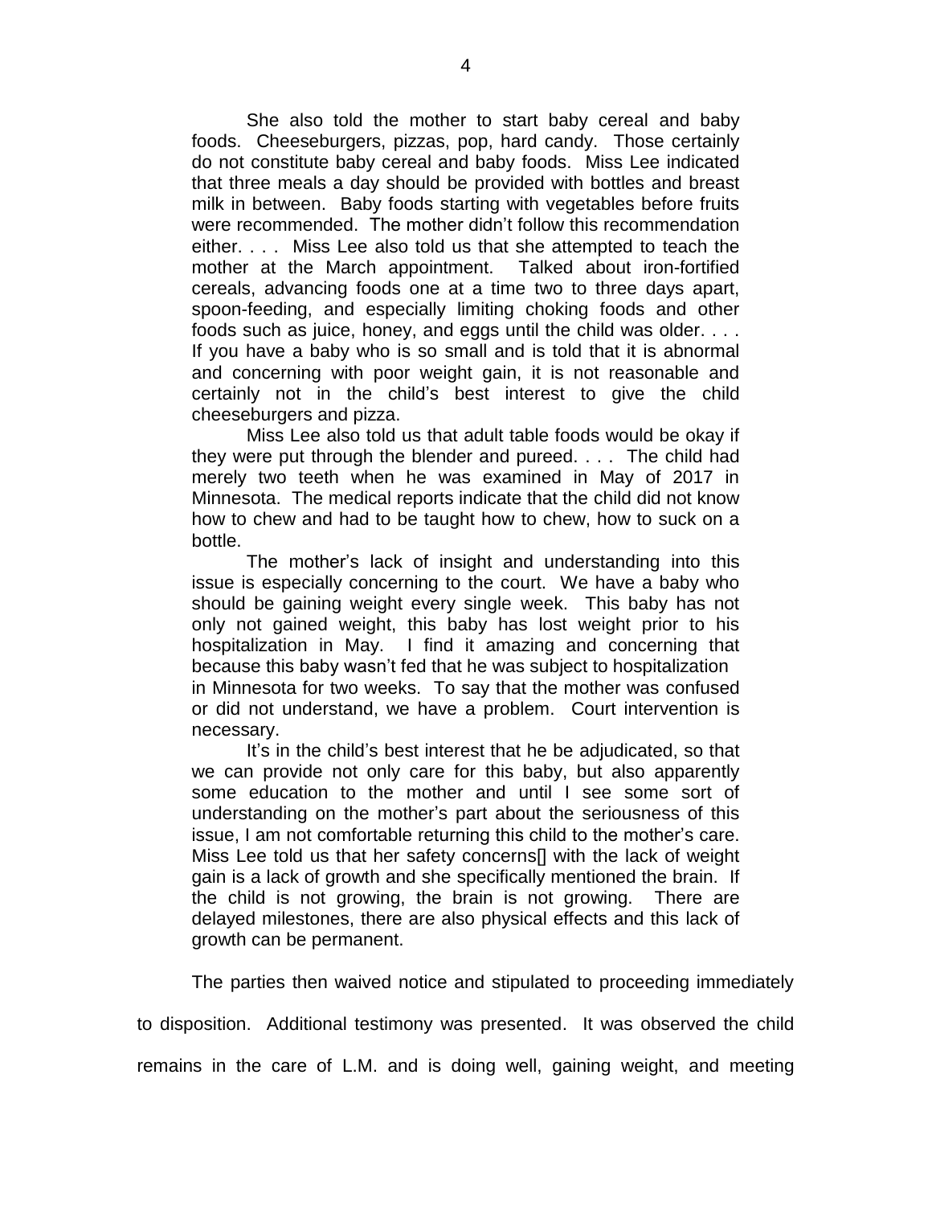> She also told the mother to start baby cereal and baby foods. Cheeseburgers, pizzas, pop, hard candy. Those certainly do not constitute baby cereal and baby foods. Miss Lee indicated that three meals a day should be provided with bottles and breast milk in between. Baby foods starting with vegetables before fruits were recommended. The mother didn't follow this recommendation either. . . . Miss Lee also told us that she attempted to teach the mother at the March appointment. Talked about iron-fortified cereals, advancing foods one at a time two to three days apart, spoon-feeding, and especially limiting choking foods and other foods such as juice, honey, and eggs until the child was older. . . . If you have a baby who is so small and is told that it is abnormal and concerning with poor weight gain, it is not reasonable and certainly not in the child's best interest to give the child cheeseburgers and pizza.
>
> Miss Lee also told us that adult table foods would be okay if they were put through the blender and pureed. . . . The child had merely two teeth when he was examined in May of 2017 in Minnesota. The medical reports indicate that the child did not know how to chew and had to be taught how to chew, how to suck on a bottle.
>
> The mother's lack of insight and understanding into this issue is especially concerning to the court. We have a baby who should be gaining weight every single week. This baby has not only not gained weight, this baby has lost weight prior to his hospitalization in May. I find it amazing and concerning that because this baby wasn't fed that he was subject to hospitalization in Minnesota for two weeks. To say that the mother was confused or did not understand, we have a problem. Court intervention is necessary.
>
> It's in the child's best interest that he be adjudicated, so that we can provide not only care for this baby, but also apparently some education to the mother and until I see some sort of understanding on the mother's part about the seriousness of this issue, I am not comfortable returning this child to the mother's care. Miss Lee told us that her safety concerns[] with the lack of weight gain is a lack of growth and she specifically mentioned the brain. If the child is not growing, the brain is not growing. There are delayed milestones, there are also physical effects and this lack of growth can be permanent.

The parties then waived notice and stipulated to proceeding immediately to disposition. Additional testimony was presented. It was observed the child remains in the care of L.M. and is doing well, gaining weight, and meeting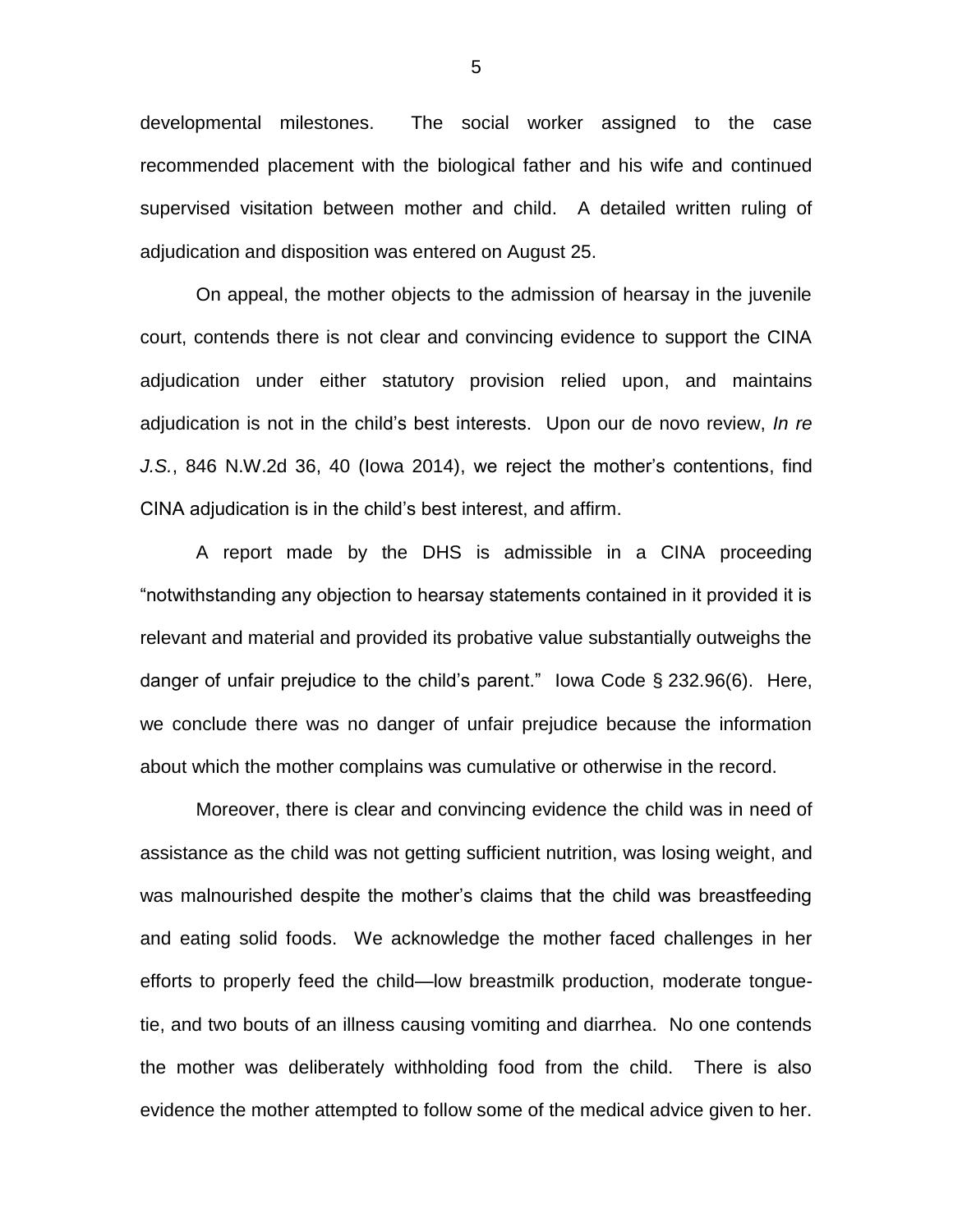developmental milestones. The social worker assigned to the case recommended placement with the biological father and his wife and continued supervised visitation between mother and child. A detailed written ruling of adjudication and disposition was entered on August 25.

On appeal, the mother objects to the admission of hearsay in the juvenile court, contends there is not clear and convincing evidence to support the CINA adjudication under either statutory provision relied upon, and maintains adjudication is not in the child's best interests. Upon our de novo review, *In re J.S.*, 846 N.W.2d 36, 40 (Iowa 2014), we reject the mother's contentions, find CINA adjudication is in the child's best interest, and affirm.

A report made by the DHS is admissible in a CINA proceeding "notwithstanding any objection to hearsay statements contained in it provided it is relevant and material and provided its probative value substantially outweighs the danger of unfair prejudice to the child's parent." Iowa Code § 232.96(6). Here, we conclude there was no danger of unfair prejudice because the information about which the mother complains was cumulative or otherwise in the record.

Moreover, there is clear and convincing evidence the child was in need of assistance as the child was not getting sufficient nutrition, was losing weight, and was malnourished despite the mother's claims that the child was breastfeeding and eating solid foods. We acknowledge the mother faced challenges in her efforts to properly feed the child—low breastmilk production, moderate tongue-tie, and two bouts of an illness causing vomiting and diarrhea. No one contends the mother was deliberately withholding food from the child. There is also evidence the mother attempted to follow some of the medical advice given to her.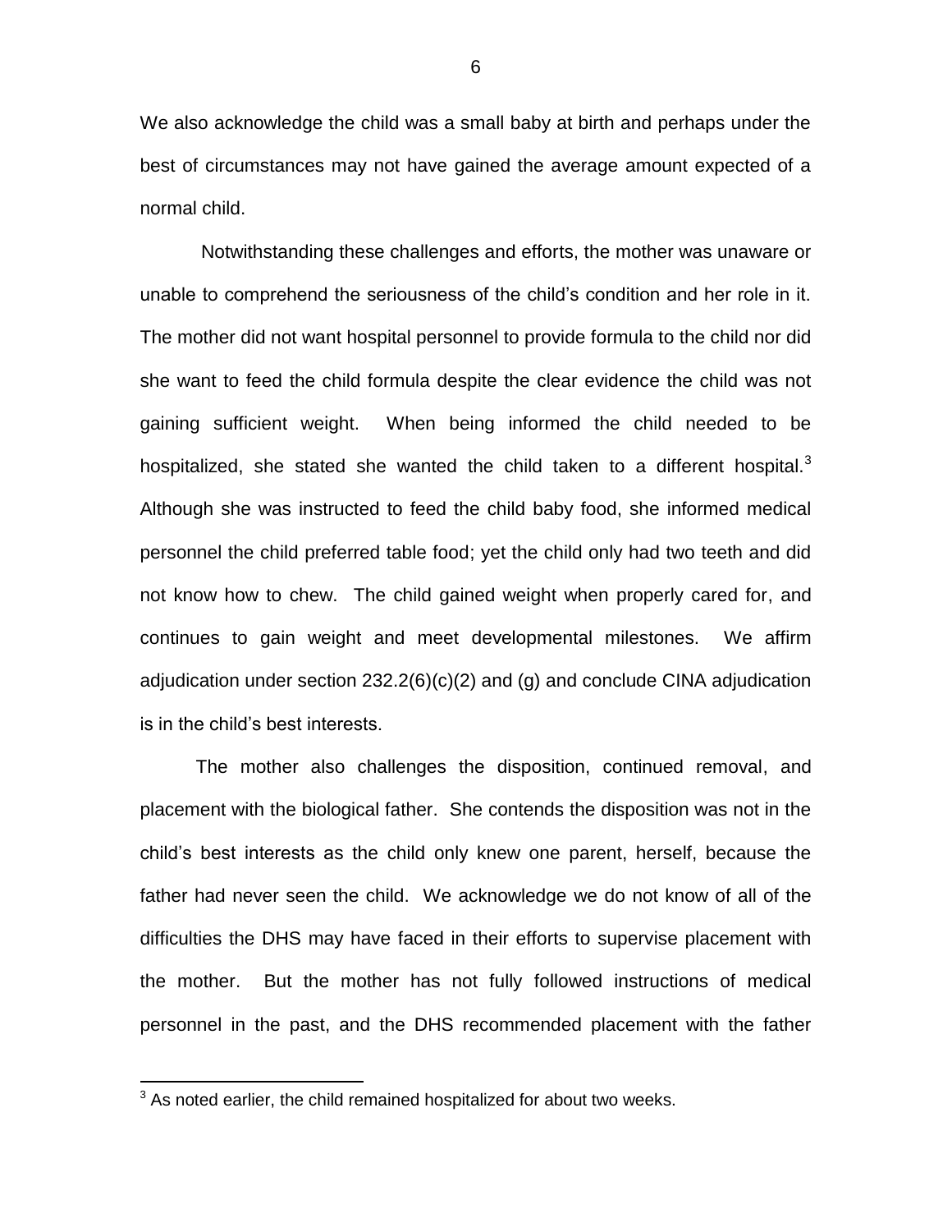We also acknowledge the child was a small baby at birth and perhaps under the best of circumstances may not have gained the average amount expected of a normal child.

Notwithstanding these challenges and efforts, the mother was unaware or unable to comprehend the seriousness of the child's condition and her role in it. The mother did not want hospital personnel to provide formula to the child nor did she want to feed the child formula despite the clear evidence the child was not gaining sufficient weight. When being informed the child needed to be hospitalized, she stated she wanted the child taken to a different hospital.[3] Although she was instructed to feed the child baby food, she informed medical personnel the child preferred table food; yet the child only had two teeth and did not know how to chew. The child gained weight when properly cared for, and continues to gain weight and meet developmental milestones. We affirm adjudication under section 232.2(6)(c)(2) and (g) and conclude CINA adjudication is in the child's best interests.

The mother also challenges the disposition, continued removal, and placement with the biological father. She contends the disposition was not in the child's best interests as the child only knew one parent, herself, because the father had never seen the child. We acknowledge we do not know of all of the difficulties the DHS may have faced in their efforts to supervise placement with the mother. But the mother has not fully followed instructions of medical personnel in the past, and the DHS recommended placement with the father

[3] As noted earlier, the child remained hospitalized for about two weeks.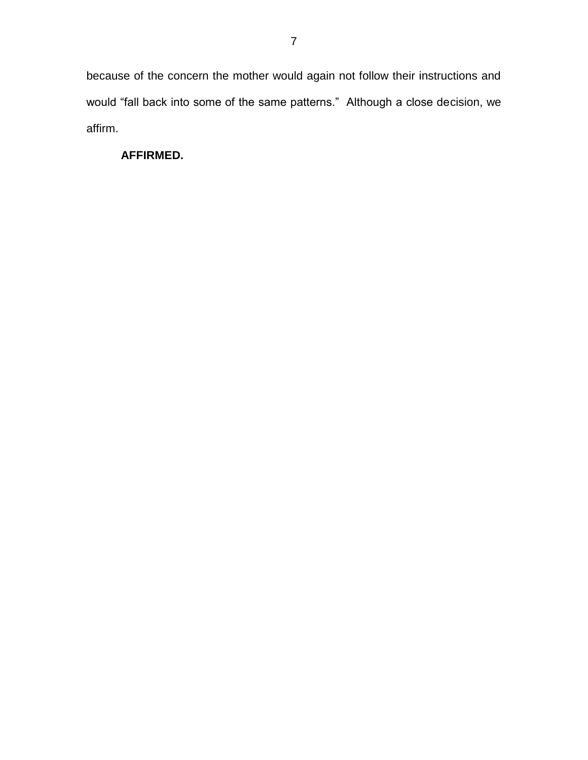because of the concern the mother would again not follow their instructions and would "fall back into some of the same patterns." Although a close decision, we affirm.

**AFFIRMED.**